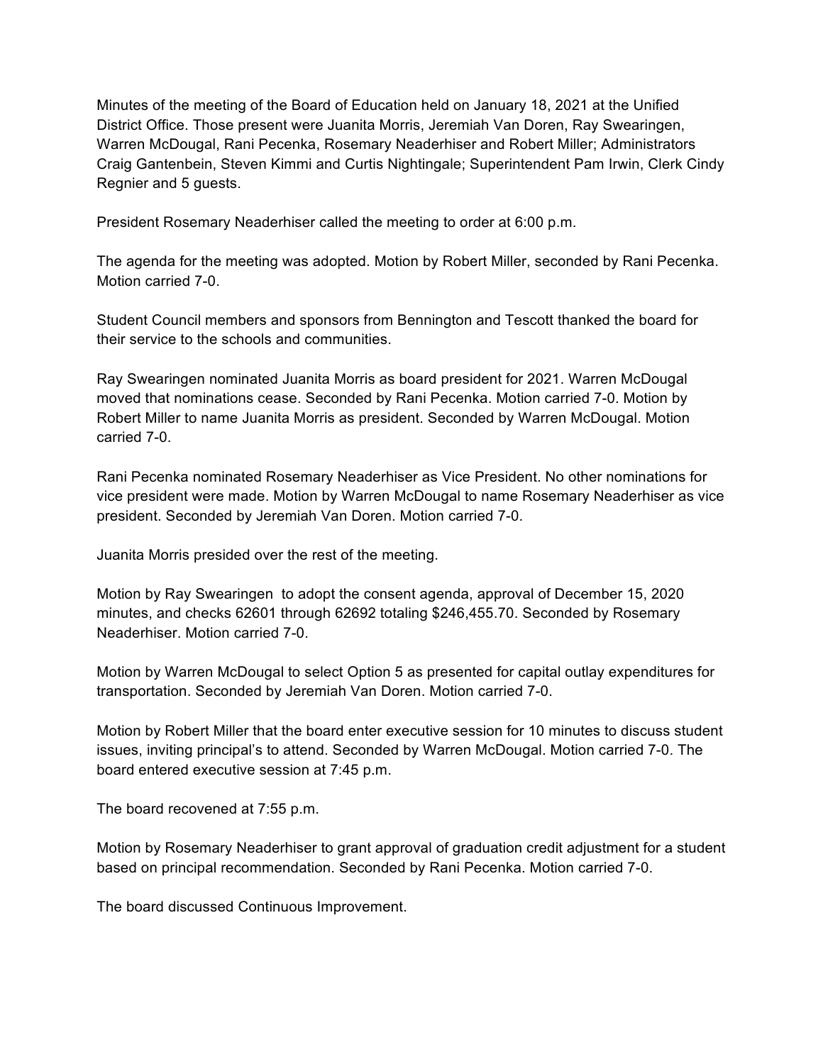Minutes of the meeting of the Board of Education held on January 18, 2021 at the Unified District Office. Those present were Juanita Morris, Jeremiah Van Doren, Ray Swearingen, Warren McDougal, Rani Pecenka, Rosemary Neaderhiser and Robert Miller; Administrators Craig Gantenbein, Steven Kimmi and Curtis Nightingale; Superintendent Pam Irwin, Clerk Cindy Regnier and 5 guests.

President Rosemary Neaderhiser called the meeting to order at 6:00 p.m.

The agenda for the meeting was adopted. Motion by Robert Miller, seconded by Rani Pecenka. Motion carried 7-0.

Student Council members and sponsors from Bennington and Tescott thanked the board for their service to the schools and communities.

Ray Swearingen nominated Juanita Morris as board president for 2021. Warren McDougal moved that nominations cease. Seconded by Rani Pecenka. Motion carried 7-0. Motion by Robert Miller to name Juanita Morris as president. Seconded by Warren McDougal. Motion carried 7-0.

Rani Pecenka nominated Rosemary Neaderhiser as Vice President. No other nominations for vice president were made. Motion by Warren McDougal to name Rosemary Neaderhiser as vice president. Seconded by Jeremiah Van Doren. Motion carried 7-0.

Juanita Morris presided over the rest of the meeting.

Motion by Ray Swearingen to adopt the consent agenda, approval of December 15, 2020 minutes, and checks 62601 through 62692 totaling $246,455.70. Seconded by Rosemary Neaderhiser. Motion carried 7-0.

Motion by Warren McDougal to select Option 5 as presented for capital outlay expenditures for transportation. Seconded by Jeremiah Van Doren. Motion carried 7-0.

Motion by Robert Miller that the board enter executive session for 10 minutes to discuss student issues, inviting principal's to attend. Seconded by Warren McDougal. Motion carried 7-0. The board entered executive session at 7:45 p.m.

The board recovened at 7:55 p.m.

Motion by Rosemary Neaderhiser to grant approval of graduation credit adjustment for a student based on principal recommendation. Seconded by Rani Pecenka. Motion carried 7-0.

The board discussed Continuous Improvement.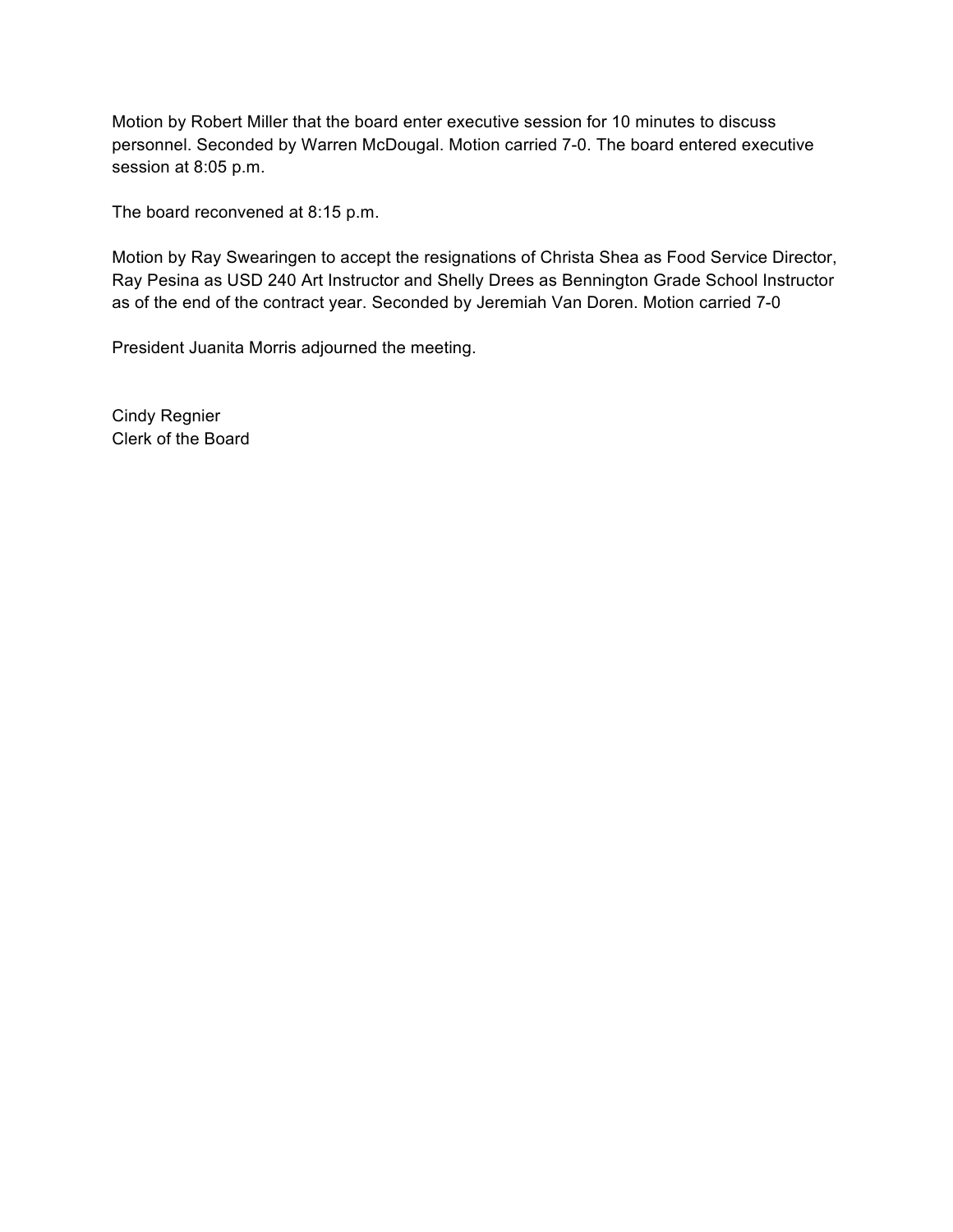Motion by Robert Miller that the board enter executive session for 10 minutes to discuss personnel. Seconded by Warren McDougal. Motion carried 7-0. The board entered executive session at 8:05 p.m.

The board reconvened at 8:15 p.m.

Motion by Ray Swearingen to accept the resignations of Christa Shea as Food Service Director, Ray Pesina as USD 240 Art Instructor and Shelly Drees as Bennington Grade School Instructor as of the end of the contract year. Seconded by Jeremiah Van Doren. Motion carried 7-0

President Juanita Morris adjourned the meeting.

Cindy Regnier
Clerk of the Board